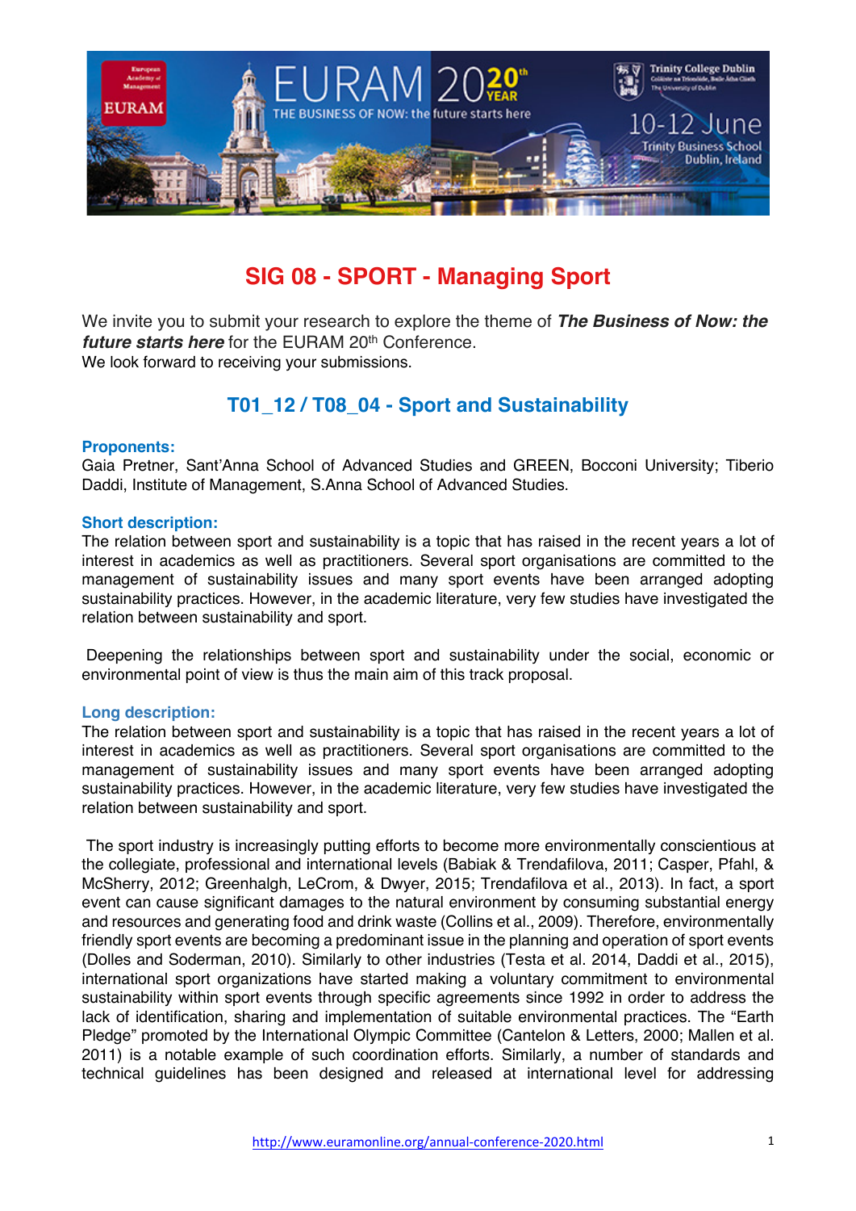# SIG 08 - SPORT - Managing Sport

We invite you to submit your research to explore the theme of ***The Business of Now: the future starts here*** for the EURAM 20th Conference.
We look forward to receiving your submissions.

## T01_12 / T08_04 - Sport and Sustainability

### Proponents:

Gaia Pretner, Sant'Anna School of Advanced Studies and GREEN, Bocconi University; Tiberio Daddi, Institute of Management, S.Anna School of Advanced Studies.

### Short description:

The relation between sport and sustainability is a topic that has raised in the recent years a lot of interest in academics as well as practitioners. Several sport organisations are committed to the management of sustainability issues and many sport events have been arranged adopting sustainability practices. However, in the academic literature, very few studies have investigated the relation between sustainability and sport.

Deepening the relationships between sport and sustainability under the social, economic or environmental point of view is thus the main aim of this track proposal.

### Long description:

The relation between sport and sustainability is a topic that has raised in the recent years a lot of interest in academics as well as practitioners. Several sport organisations are committed to the management of sustainability issues and many sport events have been arranged adopting sustainability practices. However, in the academic literature, very few studies have investigated the relation between sustainability and sport.

The sport industry is increasingly putting efforts to become more environmentally conscientious at the collegiate, professional and international levels (Babiak & Trendafilova, 2011; Casper, Pfahl, & McSherry, 2012; Greenhalgh, LeCrom, & Dwyer, 2015; Trendafilova et al., 2013). In fact, a sport event can cause significant damages to the natural environment by consuming substantial energy and resources and generating food and drink waste (Collins et al., 2009). Therefore, environmentally friendly sport events are becoming a predominant issue in the planning and operation of sport events (Dolles and Soderman, 2010). Similarly to other industries (Testa et al. 2014, Daddi et al., 2015), international sport organizations have started making a voluntary commitment to environmental sustainability within sport events through specific agreements since 1992 in order to address the lack of identification, sharing and implementation of suitable environmental practices. The "Earth Pledge" promoted by the International Olympic Committee (Cantelon & Letters, 2000; Mallen et al. 2011) is a notable example of such coordination efforts. Similarly, a number of standards and technical guidelines has been designed and released at international level for addressing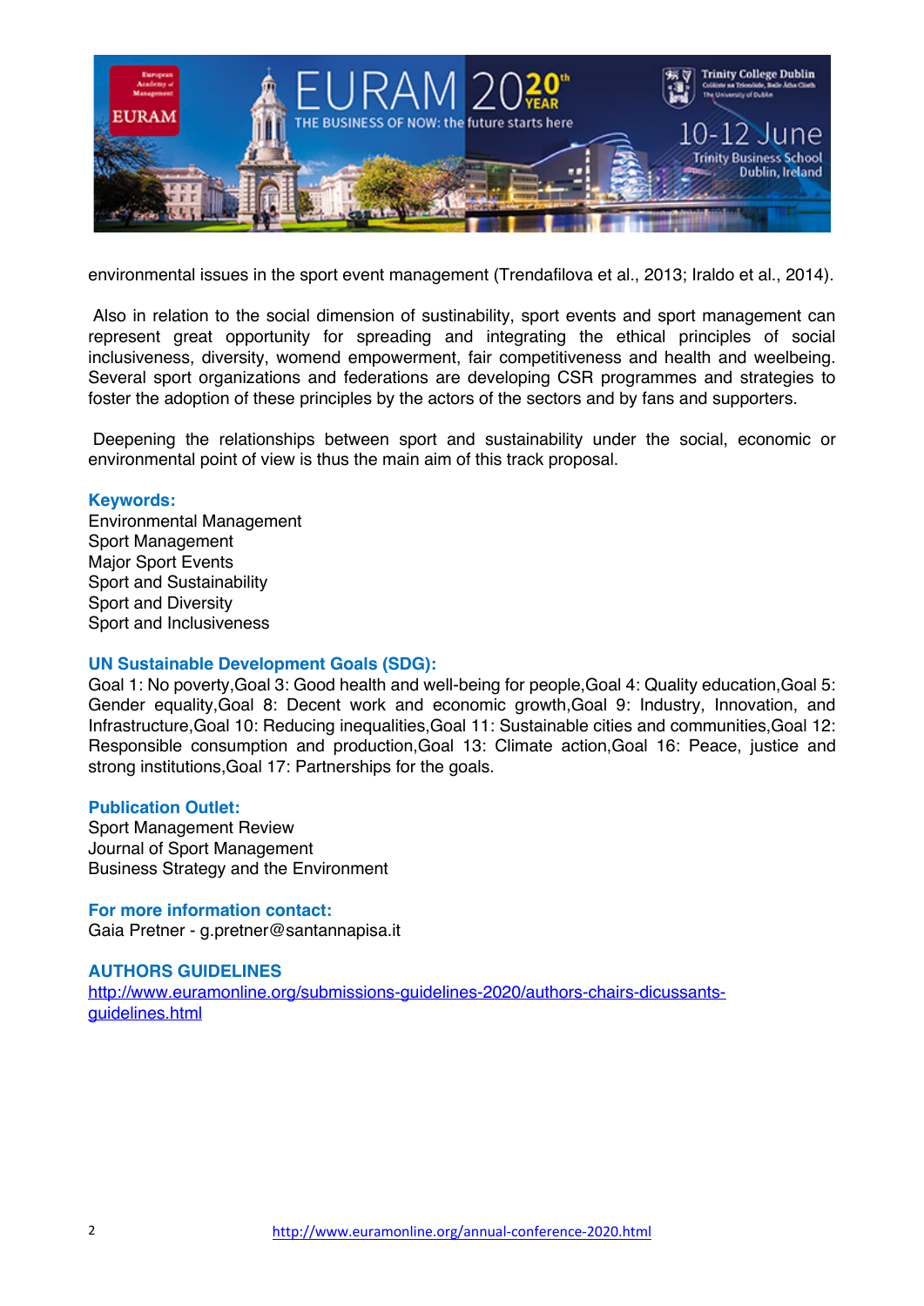environmental issues in the sport event management (Trendafilova et al., 2013; Iraldo et al., 2014).

Also in relation to the social dimension of sustinability, sport events and sport management can represent great opportunity for spreading and integrating the ethical principles of social inclusiveness, diversity, womend empowerment, fair competitiveness and health and weelbeing. Several sport organizations and federations are developing CSR programmes and strategies to foster the adoption of these principles by the actors of the sectors and by fans and supporters.

Deepening the relationships between sport and sustainability under the social, economic or environmental point of view is thus the main aim of this track proposal.

### Keywords:

Environmental Management
Sport Management
Major Sport Events
Sport and Sustainability
Sport and Diversity
Sport and Inclusiveness

### UN Sustainable Development Goals (SDG):

Goal 1: No poverty,Goal 3: Good health and well-being for people,Goal 4: Quality education,Goal 5: Gender equality,Goal 8: Decent work and economic growth,Goal 9: Industry, Innovation, and Infrastructure,Goal 10: Reducing inequalities,Goal 11: Sustainable cities and communities,Goal 12: Responsible consumption and production,Goal 13: Climate action,Goal 16: Peace, justice and strong institutions,Goal 17: Partnerships for the goals.

### Publication Outlet:

Sport Management Review
Journal of Sport Management
Business Strategy and the Environment

### For more information contact:

Gaia Pretner - g.pretner@santannapisa.it

### AUTHORS GUIDELINES

http://www.euramonline.org/submissions-guidelines-2020/authors-chairs-dicussants-guidelines.html